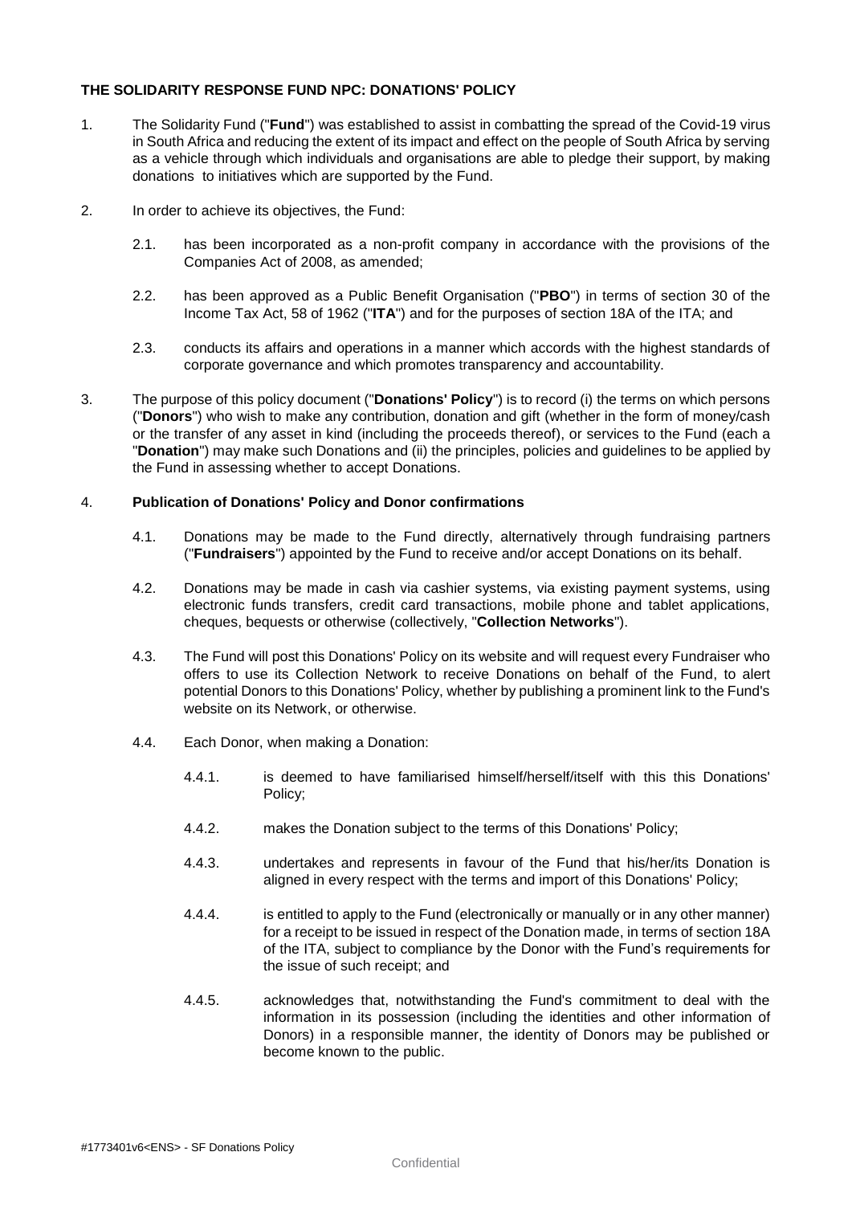# THE SOLIDARITY RESPONSE FUND NPC: DONATIONS' POLICY

1. The Solidarity Fund ("**Fund**") was established to assist in combatting the spread of the Covid-19 virus in South Africa and reducing the extent of its impact and effect on the people of South Africa by serving as a vehicle through which individuals and organisations are able to pledge their support, by making donations to initiatives which are supported by the Fund.

2. In order to achieve its objectives, the Fund:

   2.1. has been incorporated as a non-profit company in accordance with the provisions of the Companies Act of 2008, as amended;

   2.2. has been approved as a Public Benefit Organisation ("**PBO**") in terms of section 30 of the Income Tax Act, 58 of 1962 ("**ITA**") and for the purposes of section 18A of the ITA; and

   2.3. conducts its affairs and operations in a manner which accords with the highest standards of corporate governance and which promotes transparency and accountability.

3. The purpose of this policy document ("**Donations' Policy**") is to record (i) the terms on which persons ("**Donors**") who wish to make any contribution, donation and gift (whether in the form of money/cash or the transfer of any asset in kind (including the proceeds thereof), or services to the Fund (each a "**Donation**") may make such Donations and (ii) the principles, policies and guidelines to be applied by the Fund in assessing whether to accept Donations.

4. **Publication of Donations' Policy and Donor confirmations**

   4.1. Donations may be made to the Fund directly, alternatively through fundraising partners ("**Fundraisers**") appointed by the Fund to receive and/or accept Donations on its behalf.

   4.2. Donations may be made in cash via cashier systems, via existing payment systems, using electronic funds transfers, credit card transactions, mobile phone and tablet applications, cheques, bequests or otherwise (collectively, "**Collection Networks**").

   4.3. The Fund will post this Donations' Policy on its website and will request every Fundraiser who offers to use its Collection Network to receive Donations on behalf of the Fund, to alert potential Donors to this Donations' Policy, whether by publishing a prominent link to the Fund's website on its Network, or otherwise.

   4.4. Each Donor, when making a Donation:

      4.4.1. is deemed to have familiarised himself/herself/itself with this this Donations' Policy;

      4.4.2. makes the Donation subject to the terms of this Donations' Policy;

      4.4.3. undertakes and represents in favour of the Fund that his/her/its Donation is aligned in every respect with the terms and import of this Donations' Policy;

      4.4.4. is entitled to apply to the Fund (electronically or manually or in any other manner) for a receipt to be issued in respect of the Donation made, in terms of section 18A of the ITA, subject to compliance by the Donor with the Fund's requirements for the issue of such receipt; and

      4.4.5. acknowledges that, notwithstanding the Fund's commitment to deal with the information in its possession (including the identities and other information of Donors) in a responsible manner, the identity of Donors may be published or become known to the public.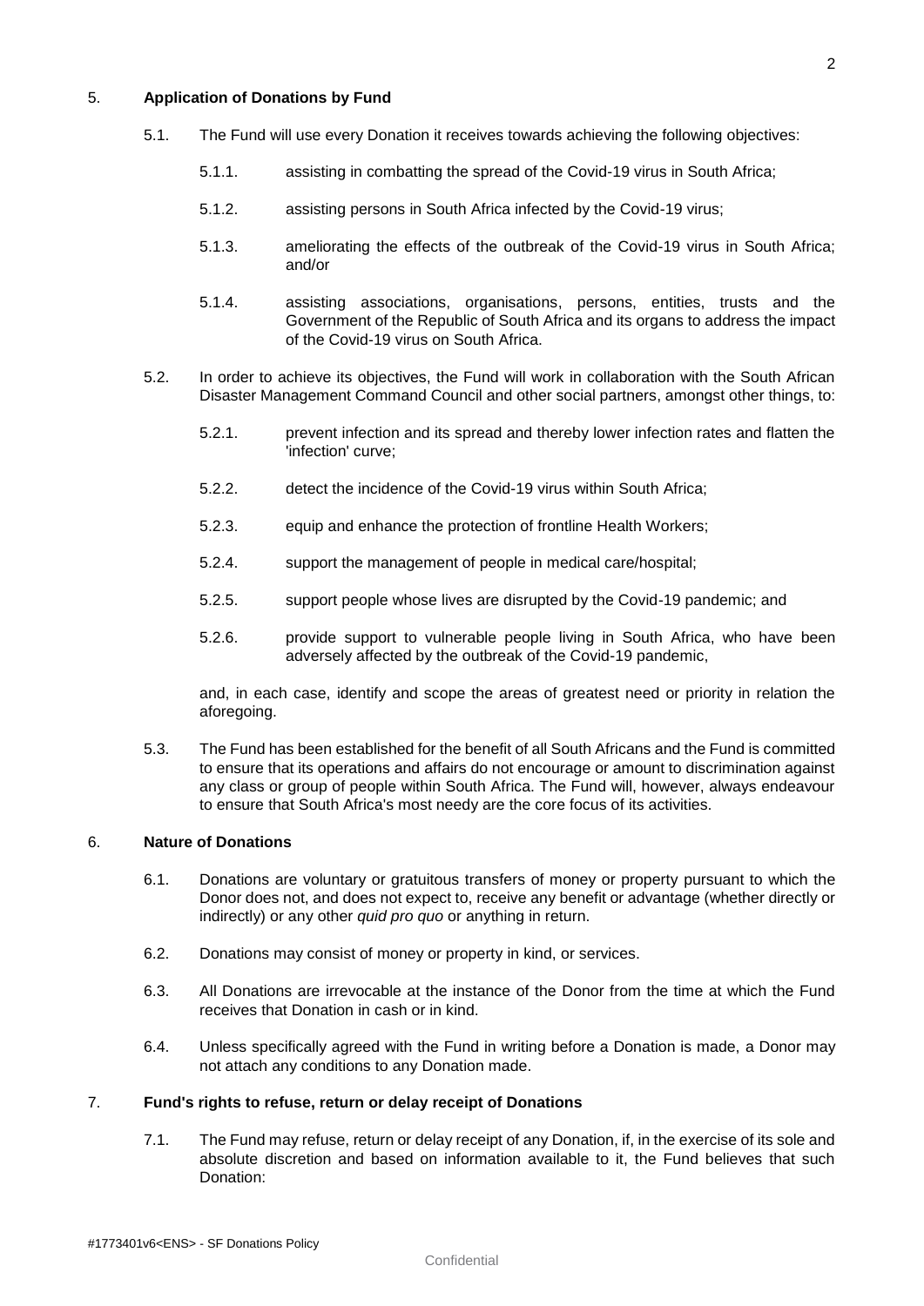5. **Application of Donations by Fund**

5.1. The Fund will use every Donation it receives towards achieving the following objectives:

5.1.1. assisting in combatting the spread of the Covid-19 virus in South Africa;

5.1.2. assisting persons in South Africa infected by the Covid-19 virus;

5.1.3. ameliorating the effects of the outbreak of the Covid-19 virus in South Africa; and/or

5.1.4. assisting associations, organisations, persons, entities, trusts and the Government of the Republic of South Africa and its organs to address the impact of the Covid-19 virus on South Africa.

5.2. In order to achieve its objectives, the Fund will work in collaboration with the South African Disaster Management Command Council and other social partners, amongst other things, to:

5.2.1. prevent infection and its spread and thereby lower infection rates and flatten the 'infection' curve;

5.2.2. detect the incidence of the Covid-19 virus within South Africa;

5.2.3. equip and enhance the protection of frontline Health Workers;

5.2.4. support the management of people in medical care/hospital;

5.2.5. support people whose lives are disrupted by the Covid-19 pandemic; and

5.2.6. provide support to vulnerable people living in South Africa, who have been adversely affected by the outbreak of the Covid-19 pandemic,

and, in each case, identify and scope the areas of greatest need or priority in relation the aforegoing.

5.3. The Fund has been established for the benefit of all South Africans and the Fund is committed to ensure that its operations and affairs do not encourage or amount to discrimination against any class or group of people within South Africa. The Fund will, however, always endeavour to ensure that South Africa's most needy are the core focus of its activities.

6. **Nature of Donations**

6.1. Donations are voluntary or gratuitous transfers of money or property pursuant to which the Donor does not, and does not expect to, receive any benefit or advantage (whether directly or indirectly) or any other *quid pro quo* or anything in return.

6.2. Donations may consist of money or property in kind, or services.

6.3. All Donations are irrevocable at the instance of the Donor from the time at which the Fund receives that Donation in cash or in kind.

6.4. Unless specifically agreed with the Fund in writing before a Donation is made, a Donor may not attach any conditions to any Donation made.

7. **Fund's rights to refuse, return or delay receipt of Donations**

7.1. The Fund may refuse, return or delay receipt of any Donation, if, in the exercise of its sole and absolute discretion and based on information available to it, the Fund believes that such Donation: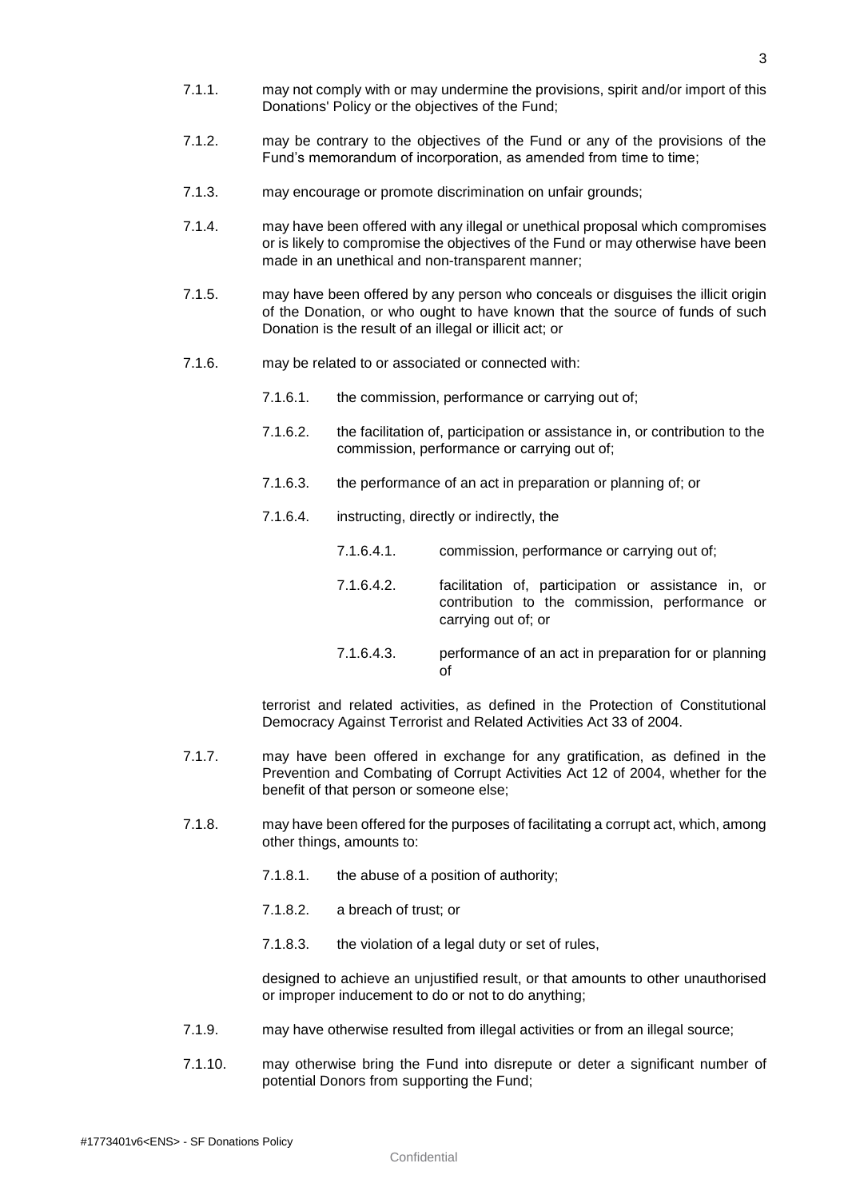7.1.1. may not comply with or may undermine the provisions, spirit and/or import of this Donations' Policy or the objectives of the Fund;

7.1.2. may be contrary to the objectives of the Fund or any of the provisions of the Fund's memorandum of incorporation, as amended from time to time;

7.1.3. may encourage or promote discrimination on unfair grounds;

7.1.4. may have been offered with any illegal or unethical proposal which compromises or is likely to compromise the objectives of the Fund or may otherwise have been made in an unethical and non-transparent manner;

7.1.5. may have been offered by any person who conceals or disguises the illicit origin of the Donation, or who ought to have known that the source of funds of such Donation is the result of an illegal or illicit act; or

7.1.6. may be related to or associated or connected with:

7.1.6.1. the commission, performance or carrying out of;

7.1.6.2. the facilitation of, participation or assistance in, or contribution to the commission, performance or carrying out of;

7.1.6.3. the performance of an act in preparation or planning of; or

7.1.6.4. instructing, directly or indirectly, the

7.1.6.4.1. commission, performance or carrying out of;

7.1.6.4.2. facilitation of, participation or assistance in, or contribution to the commission, performance or carrying out of; or

7.1.6.4.3. performance of an act in preparation for or planning of

terrorist and related activities, as defined in the Protection of Constitutional Democracy Against Terrorist and Related Activities Act 33 of 2004.

7.1.7. may have been offered in exchange for any gratification, as defined in the Prevention and Combating of Corrupt Activities Act 12 of 2004, whether for the benefit of that person or someone else;

7.1.8. may have been offered for the purposes of facilitating a corrupt act, which, among other things, amounts to:

7.1.8.1. the abuse of a position of authority;

7.1.8.2. a breach of trust; or

7.1.8.3. the violation of a legal duty or set of rules,

designed to achieve an unjustified result, or that amounts to other unauthorised or improper inducement to do or not to do anything;

7.1.9. may have otherwise resulted from illegal activities or from an illegal source;

7.1.10. may otherwise bring the Fund into disrepute or deter a significant number of potential Donors from supporting the Fund;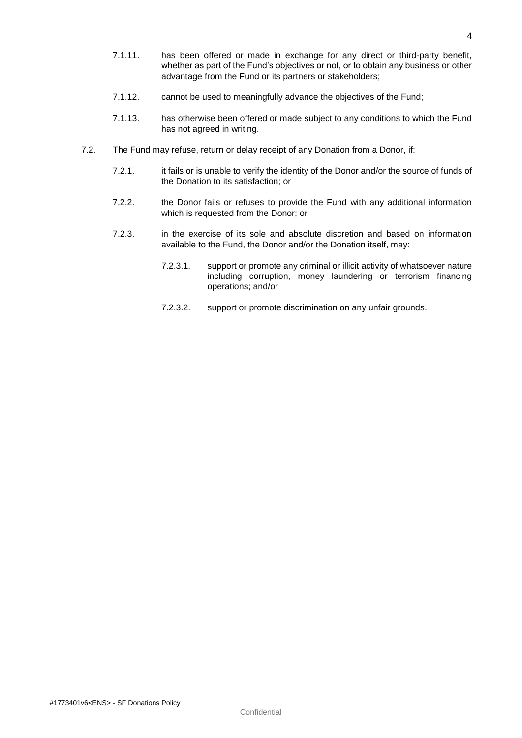7.1.11. has been offered or made in exchange for any direct or third-party benefit, whether as part of the Fund's objectives or not, or to obtain any business or other advantage from the Fund or its partners or stakeholders;

7.1.12. cannot be used to meaningfully advance the objectives of the Fund;

7.1.13. has otherwise been offered or made subject to any conditions to which the Fund has not agreed in writing.

7.2. The Fund may refuse, return or delay receipt of any Donation from a Donor, if:

7.2.1. it fails or is unable to verify the identity of the Donor and/or the source of funds of the Donation to its satisfaction; or

7.2.2. the Donor fails or refuses to provide the Fund with any additional information which is requested from the Donor; or

7.2.3. in the exercise of its sole and absolute discretion and based on information available to the Fund, the Donor and/or the Donation itself, may:

7.2.3.1. support or promote any criminal or illicit activity of whatsoever nature including corruption, money laundering or terrorism financing operations; and/or

7.2.3.2. support or promote discrimination on any unfair grounds.